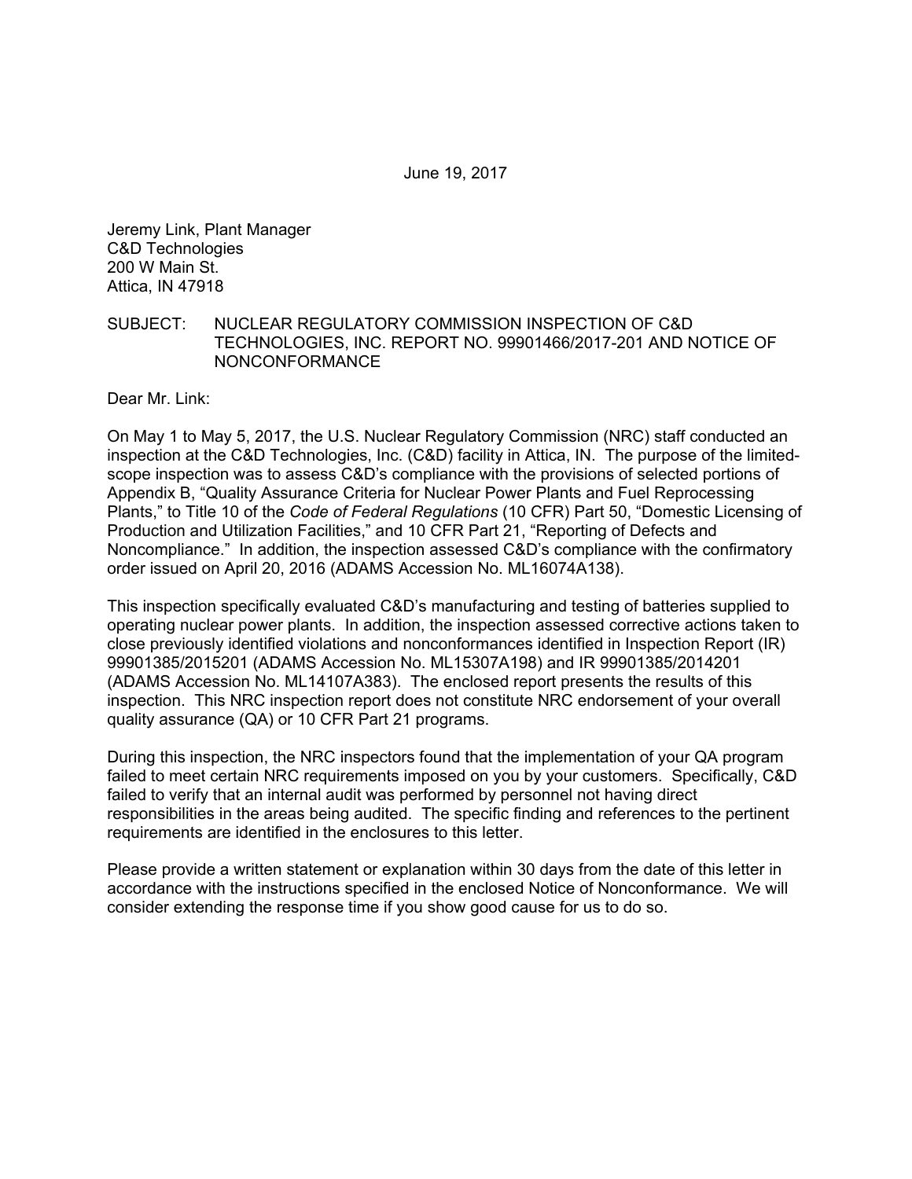June 19, 2017

Jeremy Link, Plant Manager
C&D Technologies
200 W Main St.
Attica, IN 47918

SUBJECT: NUCLEAR REGULATORY COMMISSION INSPECTION OF C&D TECHNOLOGIES, INC. REPORT NO. 99901466/2017-201 AND NOTICE OF NONCONFORMANCE

Dear Mr. Link:

On May 1 to May 5, 2017, the U.S. Nuclear Regulatory Commission (NRC) staff conducted an inspection at the C&D Technologies, Inc. (C&D) facility in Attica, IN. The purpose of the limited-scope inspection was to assess C&D's compliance with the provisions of selected portions of Appendix B, "Quality Assurance Criteria for Nuclear Power Plants and Fuel Reprocessing Plants," to Title 10 of the *Code of Federal Regulations* (10 CFR) Part 50, "Domestic Licensing of Production and Utilization Facilities," and 10 CFR Part 21, "Reporting of Defects and Noncompliance." In addition, the inspection assessed C&D's compliance with the confirmatory order issued on April 20, 2016 (ADAMS Accession No. ML16074A138).

This inspection specifically evaluated C&D's manufacturing and testing of batteries supplied to operating nuclear power plants. In addition, the inspection assessed corrective actions taken to close previously identified violations and nonconformances identified in Inspection Report (IR) 99901385/2015201 (ADAMS Accession No. ML15307A198) and IR 99901385/2014201 (ADAMS Accession No. ML14107A383). The enclosed report presents the results of this inspection. This NRC inspection report does not constitute NRC endorsement of your overall quality assurance (QA) or 10 CFR Part 21 programs.

During this inspection, the NRC inspectors found that the implementation of your QA program failed to meet certain NRC requirements imposed on you by your customers. Specifically, C&D failed to verify that an internal audit was performed by personnel not having direct responsibilities in the areas being audited. The specific finding and references to the pertinent requirements are identified in the enclosures to this letter.

Please provide a written statement or explanation within 30 days from the date of this letter in accordance with the instructions specified in the enclosed Notice of Nonconformance. We will consider extending the response time if you show good cause for us to do so.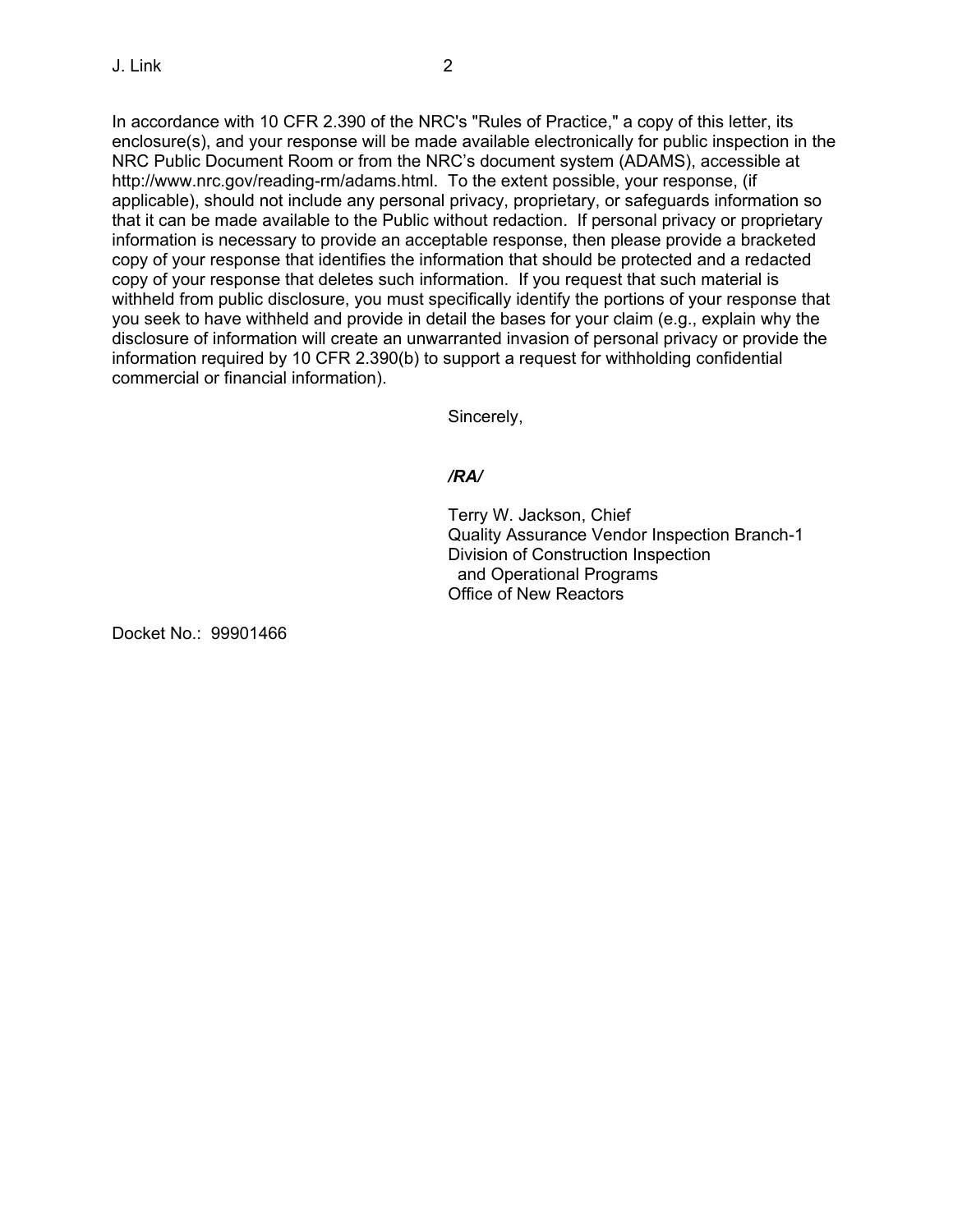In accordance with 10 CFR 2.390 of the NRC's "Rules of Practice," a copy of this letter, its enclosure(s), and your response will be made available electronically for public inspection in the NRC Public Document Room or from the NRC's document system (ADAMS), accessible at http://www.nrc.gov/reading-rm/adams.html. To the extent possible, your response, (if applicable), should not include any personal privacy, proprietary, or safeguards information so that it can be made available to the Public without redaction. If personal privacy or proprietary information is necessary to provide an acceptable response, then please provide a bracketed copy of your response that identifies the information that should be protected and a redacted copy of your response that deletes such information. If you request that such material is withheld from public disclosure, you must specifically identify the portions of your response that you seek to have withheld and provide in detail the bases for your claim (e.g., explain why the disclosure of information will create an unwarranted invasion of personal privacy or provide the information required by 10 CFR 2.390(b) to support a request for withholding confidential commercial or financial information).

Sincerely,

*/RA/*

Terry W. Jackson, Chief
Quality Assurance Vendor Inspection Branch-1
Division of Construction Inspection
and Operational Programs
Office of New Reactors

Docket No.: 99901466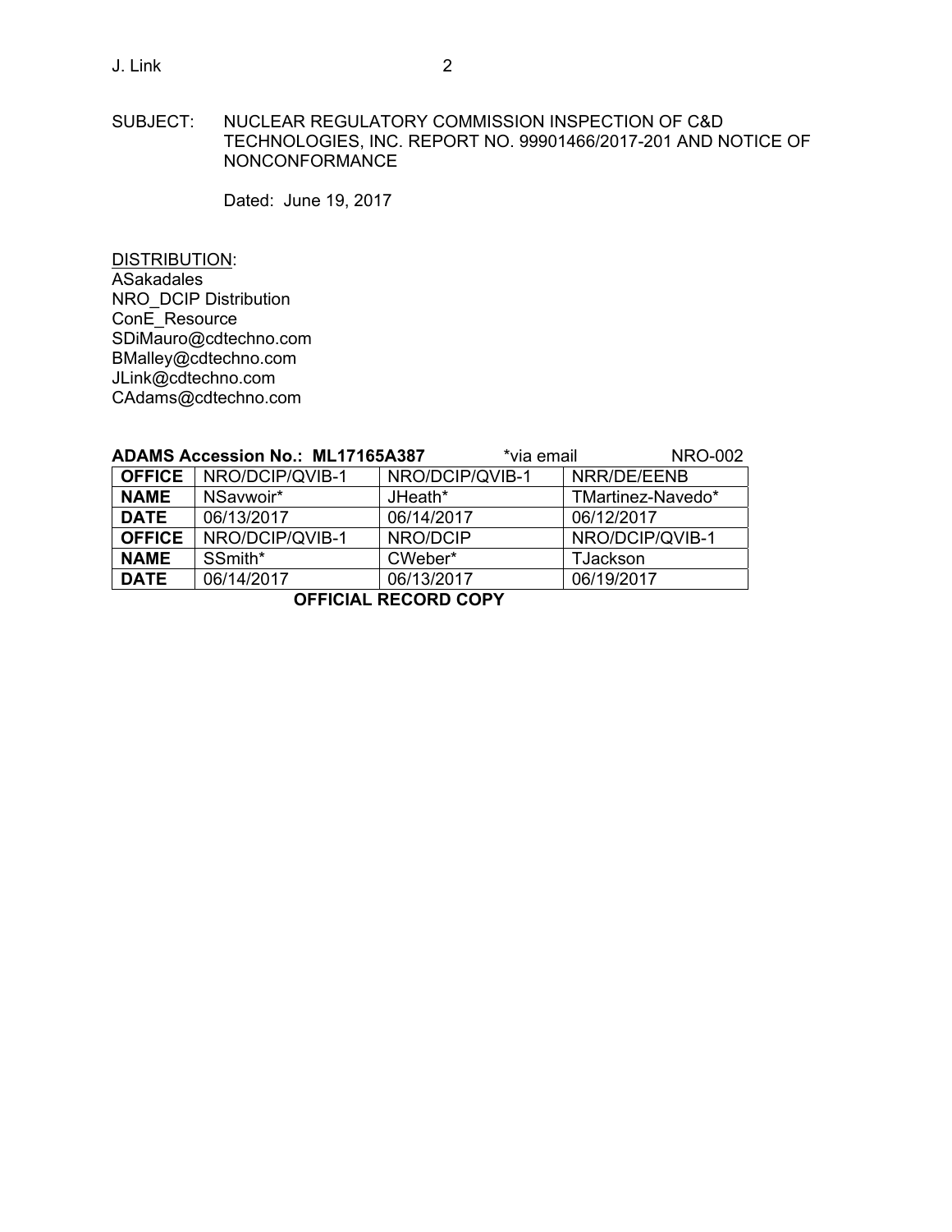SUBJECT: NUCLEAR REGULATORY COMMISSION INSPECTION OF C&D TECHNOLOGIES, INC. REPORT NO. 99901466/2017-201 AND NOTICE OF NONCONFORMANCE

Dated: June 19, 2017

DISTRIBUTION:
ASakadales
NRO_DCIP Distribution
ConE_Resource
SDiMauro@cdtechno.com
BMalley@cdtechno.com
JLink@cdtechno.com
CAdams@cdtechno.com

**ADAMS Accession No.: ML17165A387** *via email NRO-002

| **OFFICE** | NRO/DCIP/QVIB-1 | NRO/DCIP/QVIB-1 | NRR/DE/EENB |
|---|---|---|---|
| **NAME** | NSavwoir* | JHeath* | TMartinez-Navedo* |
| **DATE** | 06/13/2017 | 06/14/2017 | 06/12/2017 |
| **OFFICE** | NRO/DCIP/QVIB-1 | NRO/DCIP | NRO/DCIP/QVIB-1 |
| **NAME** | SSmith* | CWeber* | TJackson |
| **DATE** | 06/14/2017 | 06/13/2017 | 06/19/2017 |

**OFFICIAL RECORD COPY**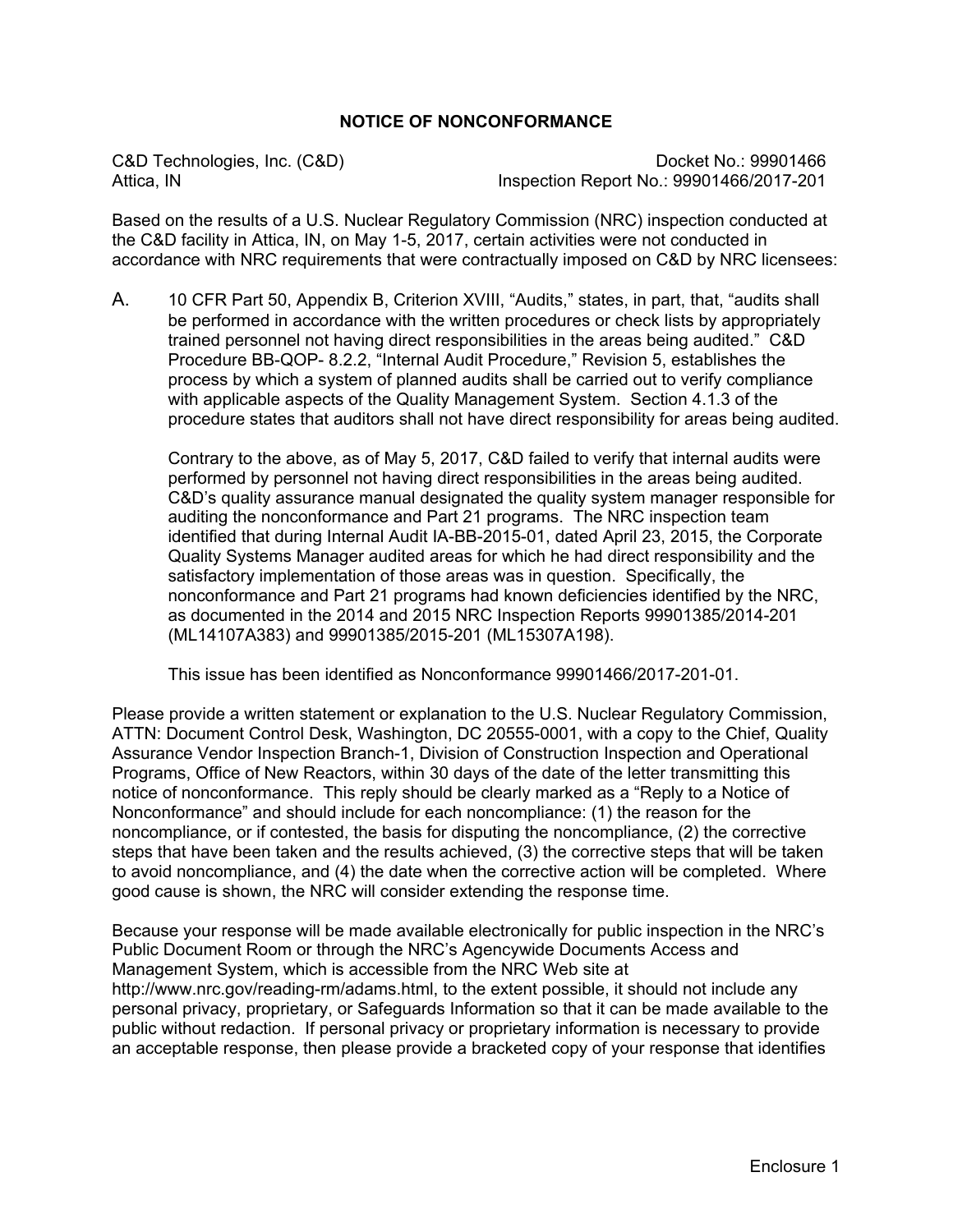## NOTICE OF NONCONFORMANCE

C&D Technologies, Inc. (C&D)
Attica, IN

Docket No.: 99901466
Inspection Report No.: 99901466/2017-201

Based on the results of a U.S. Nuclear Regulatory Commission (NRC) inspection conducted at the C&D facility in Attica, IN, on May 1-5, 2017, certain activities were not conducted in accordance with NRC requirements that were contractually imposed on C&D by NRC licensees:

A. 10 CFR Part 50, Appendix B, Criterion XVIII, "Audits," states, in part, that, "audits shall be performed in accordance with the written procedures or check lists by appropriately trained personnel not having direct responsibilities in the areas being audited." C&D Procedure BB-QOP- 8.2.2, "Internal Audit Procedure," Revision 5, establishes the process by which a system of planned audits shall be carried out to verify compliance with applicable aspects of the Quality Management System. Section 4.1.3 of the procedure states that auditors shall not have direct responsibility for areas being audited.

   Contrary to the above, as of May 5, 2017, C&D failed to verify that internal audits were performed by personnel not having direct responsibilities in the areas being audited. C&D's quality assurance manual designated the quality system manager responsible for auditing the nonconformance and Part 21 programs. The NRC inspection team identified that during Internal Audit IA-BB-2015-01, dated April 23, 2015, the Corporate Quality Systems Manager audited areas for which he had direct responsibility and the satisfactory implementation of those areas was in question. Specifically, the nonconformance and Part 21 programs had known deficiencies identified by the NRC, as documented in the 2014 and 2015 NRC Inspection Reports 99901385/2014-201 (ML14107A383) and 99901385/2015-201 (ML15307A198).

   This issue has been identified as Nonconformance 99901466/2017-201-01.

Please provide a written statement or explanation to the U.S. Nuclear Regulatory Commission, ATTN: Document Control Desk, Washington, DC 20555-0001, with a copy to the Chief, Quality Assurance Vendor Inspection Branch-1, Division of Construction Inspection and Operational Programs, Office of New Reactors, within 30 days of the date of the letter transmitting this notice of nonconformance. This reply should be clearly marked as a "Reply to a Notice of Nonconformance" and should include for each noncompliance: (1) the reason for the noncompliance, or if contested, the basis for disputing the noncompliance, (2) the corrective steps that have been taken and the results achieved, (3) the corrective steps that will be taken to avoid noncompliance, and (4) the date when the corrective action will be completed. Where good cause is shown, the NRC will consider extending the response time.

Because your response will be made available electronically for public inspection in the NRC's Public Document Room or through the NRC's Agencywide Documents Access and Management System, which is accessible from the NRC Web site at http://www.nrc.gov/reading-rm/adams.html, to the extent possible, it should not include any personal privacy, proprietary, or Safeguards Information so that it can be made available to the public without redaction. If personal privacy or proprietary information is necessary to provide an acceptable response, then please provide a bracketed copy of your response that identifies

Enclosure 1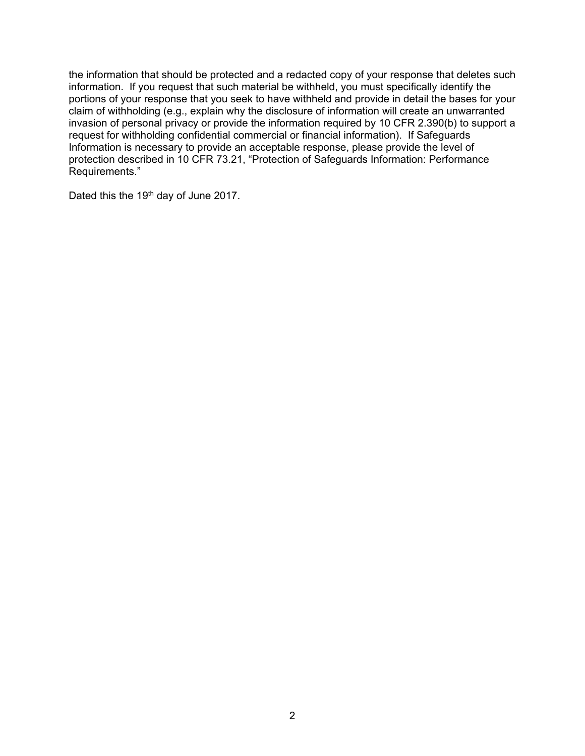the information that should be protected and a redacted copy of your response that deletes such information. If you request that such material be withheld, you must specifically identify the portions of your response that you seek to have withheld and provide in detail the bases for your claim of withholding (e.g., explain why the disclosure of information will create an unwarranted invasion of personal privacy or provide the information required by 10 CFR 2.390(b) to support a request for withholding confidential commercial or financial information). If Safeguards Information is necessary to provide an acceptable response, please provide the level of protection described in 10 CFR 73.21, "Protection of Safeguards Information: Performance Requirements."

Dated this the 19th day of June 2017.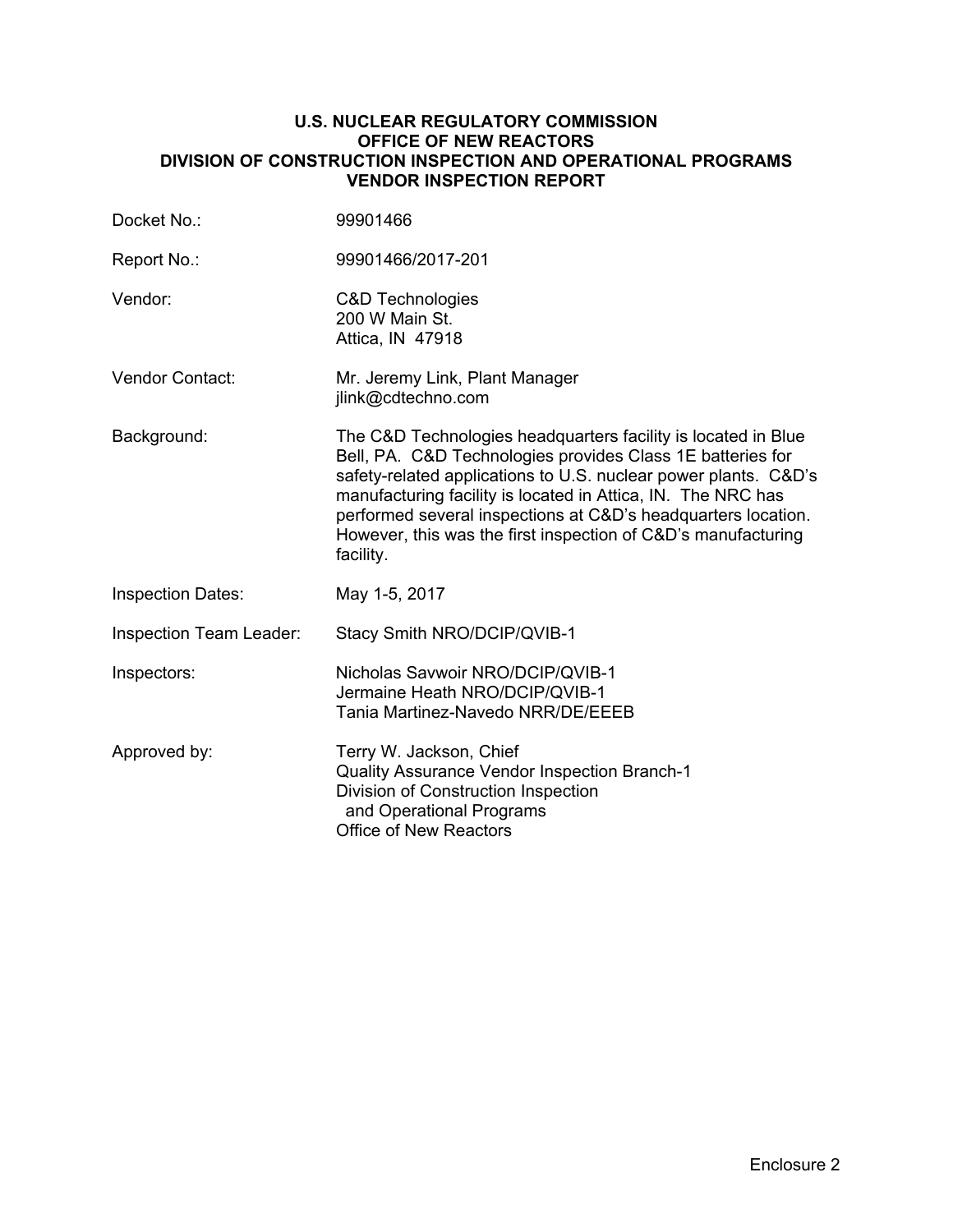**U.S. NUCLEAR REGULATORY COMMISSION**
**OFFICE OF NEW REACTORS**
**DIVISION OF CONSTRUCTION INSPECTION AND OPERATIONAL PROGRAMS**
**VENDOR INSPECTION REPORT**

| | |
|---|---|
| Docket No.: | 99901466 |
| Report No.: | 99901466/2017-201 |
| Vendor: | C&D Technologies<br>200 W Main St.<br>Attica, IN 47918 |
| Vendor Contact: | Mr. Jeremy Link, Plant Manager<br>jlink@cdtechno.com |
| Background: | The C&D Technologies headquarters facility is located in Blue Bell, PA. C&D Technologies provides Class 1E batteries for safety-related applications to U.S. nuclear power plants. C&D's manufacturing facility is located in Attica, IN. The NRC has performed several inspections at C&D's headquarters location. However, this was the first inspection of C&D's manufacturing facility. |
| Inspection Dates: | May 1-5, 2017 |
| Inspection Team Leader: | Stacy Smith NRO/DCIP/QVIB-1 |
| Inspectors: | Nicholas Savwoir NRO/DCIP/QVIB-1<br>Jermaine Heath NRO/DCIP/QVIB-1<br>Tania Martinez-Navedo NRR/DE/EEEB |
| Approved by: | Terry W. Jackson, Chief<br>Quality Assurance Vendor Inspection Branch-1<br>Division of Construction Inspection and Operational Programs<br>Office of New Reactors |

Enclosure 2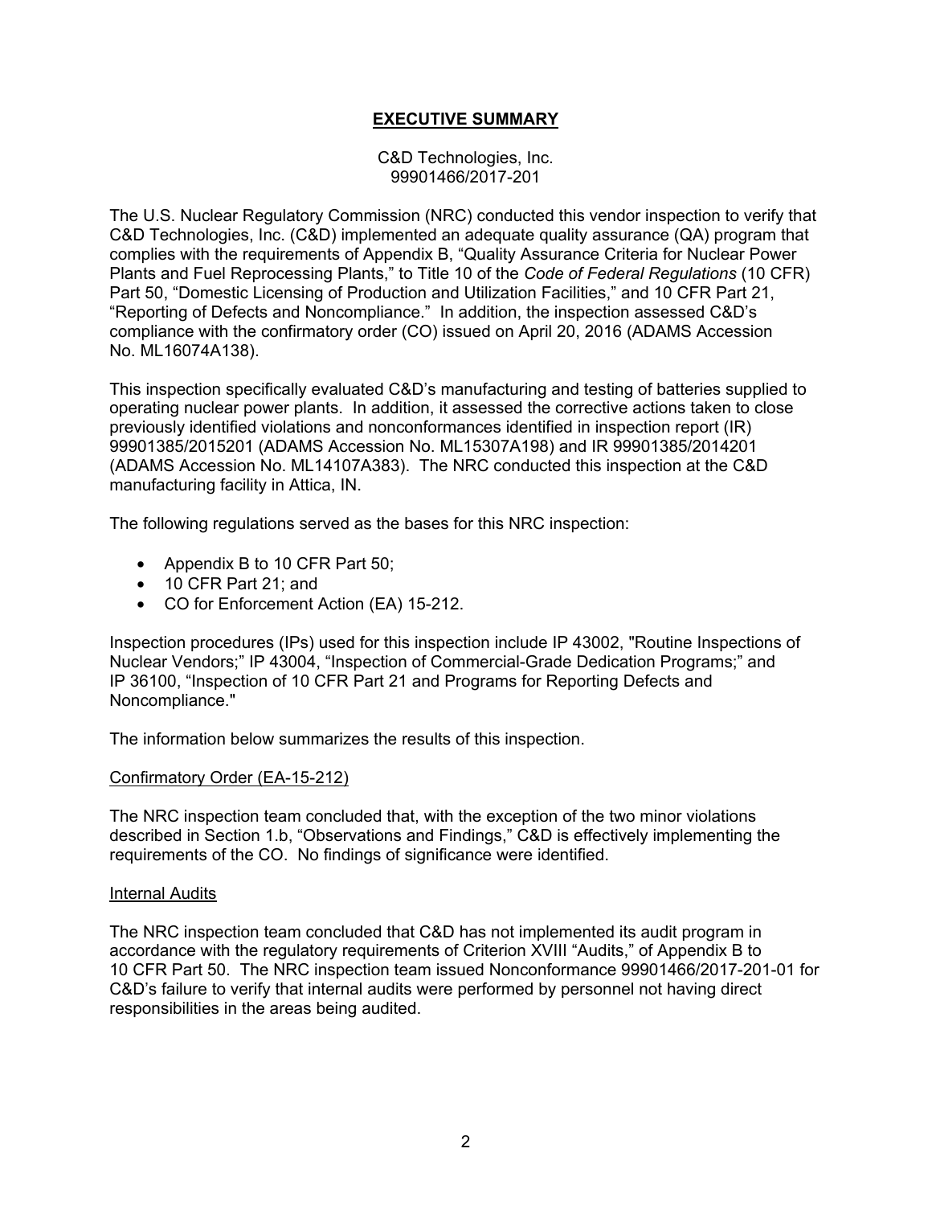# EXECUTIVE SUMMARY

C&D Technologies, Inc.
99901466/2017-201

The U.S. Nuclear Regulatory Commission (NRC) conducted this vendor inspection to verify that C&D Technologies, Inc. (C&D) implemented an adequate quality assurance (QA) program that complies with the requirements of Appendix B, "Quality Assurance Criteria for Nuclear Power Plants and Fuel Reprocessing Plants," to Title 10 of the *Code of Federal Regulations* (10 CFR) Part 50, "Domestic Licensing of Production and Utilization Facilities," and 10 CFR Part 21, "Reporting of Defects and Noncompliance." In addition, the inspection assessed C&D's compliance with the confirmatory order (CO) issued on April 20, 2016 (ADAMS Accession No. ML16074A138).

This inspection specifically evaluated C&D's manufacturing and testing of batteries supplied to operating nuclear power plants. In addition, it assessed the corrective actions taken to close previously identified violations and nonconformances identified in inspection report (IR) 99901385/2015201 (ADAMS Accession No. ML15307A198) and IR 99901385/2014201 (ADAMS Accession No. ML14107A383). The NRC conducted this inspection at the C&D manufacturing facility in Attica, IN.

The following regulations served as the bases for this NRC inspection:

- Appendix B to 10 CFR Part 50;
- 10 CFR Part 21; and
- CO for Enforcement Action (EA) 15-212.

Inspection procedures (IPs) used for this inspection include IP 43002, "Routine Inspections of Nuclear Vendors;" IP 43004, "Inspection of Commercial-Grade Dedication Programs;" and IP 36100, "Inspection of 10 CFR Part 21 and Programs for Reporting Defects and Noncompliance."

The information below summarizes the results of this inspection.

Confirmatory Order (EA-15-212)

The NRC inspection team concluded that, with the exception of the two minor violations described in Section 1.b, "Observations and Findings," C&D is effectively implementing the requirements of the CO. No findings of significance were identified.

Internal Audits

The NRC inspection team concluded that C&D has not implemented its audit program in accordance with the regulatory requirements of Criterion XVIII "Audits," of Appendix B to 10 CFR Part 50. The NRC inspection team issued Nonconformance 99901466/2017-201-01 for C&D's failure to verify that internal audits were performed by personnel not having direct responsibilities in the areas being audited.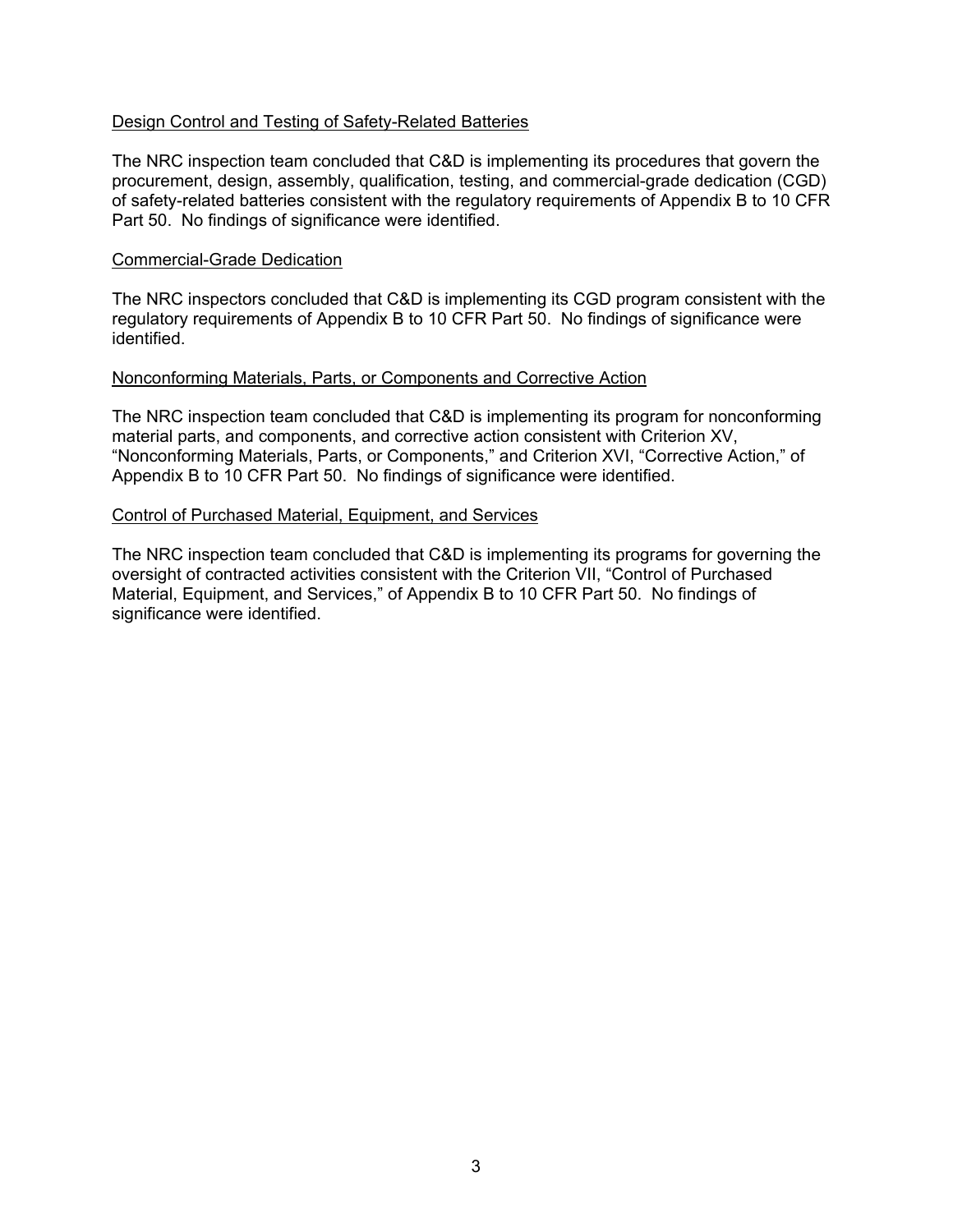Design Control and Testing of Safety-Related Batteries

The NRC inspection team concluded that C&D is implementing its procedures that govern the procurement, design, assembly, qualification, testing, and commercial-grade dedication (CGD) of safety-related batteries consistent with the regulatory requirements of Appendix B to 10 CFR Part 50. No findings of significance were identified.

Commercial-Grade Dedication

The NRC inspectors concluded that C&D is implementing its CGD program consistent with the regulatory requirements of Appendix B to 10 CFR Part 50. No findings of significance were identified.

Nonconforming Materials, Parts, or Components and Corrective Action

The NRC inspection team concluded that C&D is implementing its program for nonconforming material parts, and components, and corrective action consistent with Criterion XV, "Nonconforming Materials, Parts, or Components," and Criterion XVI, "Corrective Action," of Appendix B to 10 CFR Part 50. No findings of significance were identified.

Control of Purchased Material, Equipment, and Services

The NRC inspection team concluded that C&D is implementing its programs for governing the oversight of contracted activities consistent with the Criterion VII, "Control of Purchased Material, Equipment, and Services," of Appendix B to 10 CFR Part 50. No findings of significance were identified.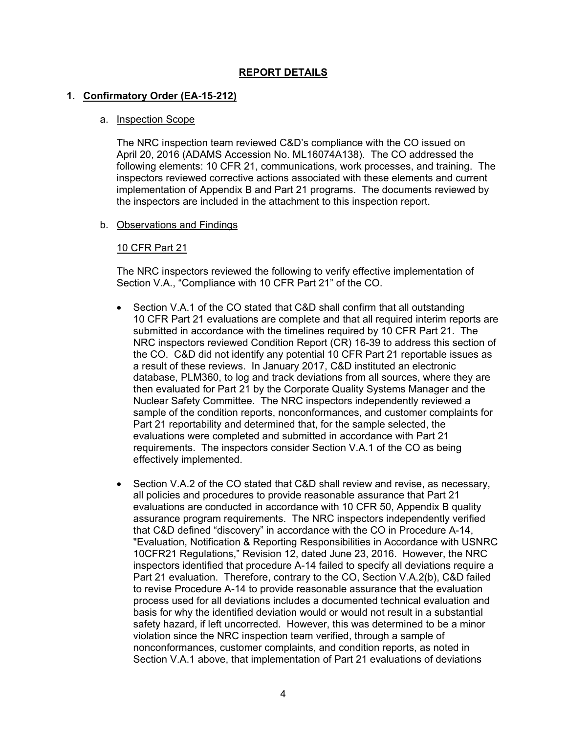## REPORT DETAILS

### 1. Confirmatory Order (EA-15-212)

a. Inspection Scope

The NRC inspection team reviewed C&D's compliance with the CO issued on April 20, 2016 (ADAMS Accession No. ML16074A138). The CO addressed the following elements: 10 CFR 21, communications, work processes, and training. The inspectors reviewed corrective actions associated with these elements and current implementation of Appendix B and Part 21 programs. The documents reviewed by the inspectors are included in the attachment to this inspection report.

b. Observations and Findings

10 CFR Part 21

The NRC inspectors reviewed the following to verify effective implementation of Section V.A., "Compliance with 10 CFR Part 21" of the CO.

- Section V.A.1 of the CO stated that C&D shall confirm that all outstanding 10 CFR Part 21 evaluations are complete and that all required interim reports are submitted in accordance with the timelines required by 10 CFR Part 21. The NRC inspectors reviewed Condition Report (CR) 16-39 to address this section of the CO. C&D did not identify any potential 10 CFR Part 21 reportable issues as a result of these reviews. In January 2017, C&D instituted an electronic database, PLM360, to log and track deviations from all sources, where they are then evaluated for Part 21 by the Corporate Quality Systems Manager and the Nuclear Safety Committee. The NRC inspectors independently reviewed a sample of the condition reports, nonconformances, and customer complaints for Part 21 reportability and determined that, for the sample selected, the evaluations were completed and submitted in accordance with Part 21 requirements. The inspectors consider Section V.A.1 of the CO as being effectively implemented.

- Section V.A.2 of the CO stated that C&D shall review and revise, as necessary, all policies and procedures to provide reasonable assurance that Part 21 evaluations are conducted in accordance with 10 CFR 50, Appendix B quality assurance program requirements. The NRC inspectors independently verified that C&D defined "discovery" in accordance with the CO in Procedure A-14, "Evaluation, Notification & Reporting Responsibilities in Accordance with USNRC 10CFR21 Regulations," Revision 12, dated June 23, 2016. However, the NRC inspectors identified that procedure A-14 failed to specify all deviations require a Part 21 evaluation. Therefore, contrary to the CO, Section V.A.2(b), C&D failed to revise Procedure A-14 to provide reasonable assurance that the evaluation process used for all deviations includes a documented technical evaluation and basis for why the identified deviation would or would not result in a substantial safety hazard, if left uncorrected. However, this was determined to be a minor violation since the NRC inspection team verified, through a sample of nonconformances, customer complaints, and condition reports, as noted in Section V.A.1 above, that implementation of Part 21 evaluations of deviations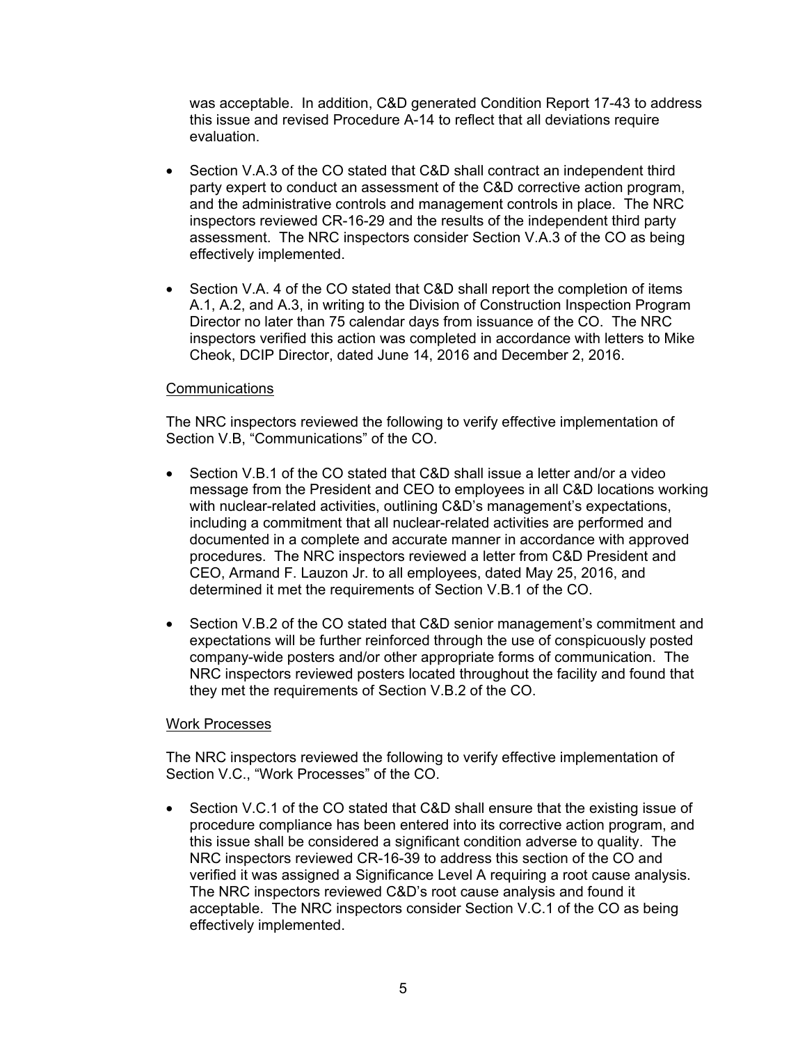was acceptable. In addition, C&D generated Condition Report 17-43 to address this issue and revised Procedure A-14 to reflect that all deviations require evaluation.

- Section V.A.3 of the CO stated that C&D shall contract an independent third party expert to conduct an assessment of the C&D corrective action program, and the administrative controls and management controls in place. The NRC inspectors reviewed CR-16-29 and the results of the independent third party assessment. The NRC inspectors consider Section V.A.3 of the CO as being effectively implemented.

- Section V.A. 4 of the CO stated that C&D shall report the completion of items A.1, A.2, and A.3, in writing to the Division of Construction Inspection Program Director no later than 75 calendar days from issuance of the CO. The NRC inspectors verified this action was completed in accordance with letters to Mike Cheok, DCIP Director, dated June 14, 2016 and December 2, 2016.

Communications

The NRC inspectors reviewed the following to verify effective implementation of Section V.B, "Communications" of the CO.

- Section V.B.1 of the CO stated that C&D shall issue a letter and/or a video message from the President and CEO to employees in all C&D locations working with nuclear-related activities, outlining C&D's management's expectations, including a commitment that all nuclear-related activities are performed and documented in a complete and accurate manner in accordance with approved procedures. The NRC inspectors reviewed a letter from C&D President and CEO, Armand F. Lauzon Jr. to all employees, dated May 25, 2016, and determined it met the requirements of Section V.B.1 of the CO.

- Section V.B.2 of the CO stated that C&D senior management's commitment and expectations will be further reinforced through the use of conspicuously posted company-wide posters and/or other appropriate forms of communication. The NRC inspectors reviewed posters located throughout the facility and found that they met the requirements of Section V.B.2 of the CO.

Work Processes

The NRC inspectors reviewed the following to verify effective implementation of Section V.C., "Work Processes" of the CO.

- Section V.C.1 of the CO stated that C&D shall ensure that the existing issue of procedure compliance has been entered into its corrective action program, and this issue shall be considered a significant condition adverse to quality. The NRC inspectors reviewed CR-16-39 to address this section of the CO and verified it was assigned a Significance Level A requiring a root cause analysis. The NRC inspectors reviewed C&D's root cause analysis and found it acceptable. The NRC inspectors consider Section V.C.1 of the CO as being effectively implemented.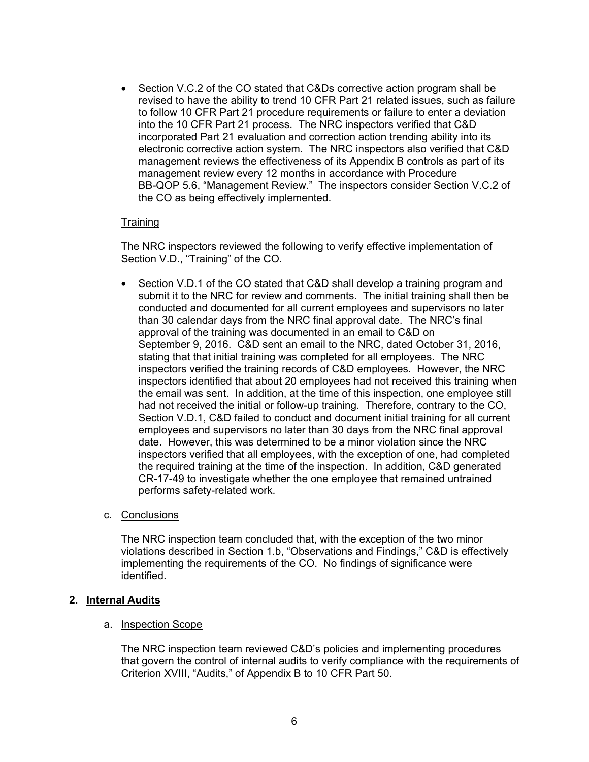- Section V.C.2 of the CO stated that C&Ds corrective action program shall be revised to have the ability to trend 10 CFR Part 21 related issues, such as failure to follow 10 CFR Part 21 procedure requirements or failure to enter a deviation into the 10 CFR Part 21 process. The NRC inspectors verified that C&D incorporated Part 21 evaluation and correction action trending ability into its electronic corrective action system. The NRC inspectors also verified that C&D management reviews the effectiveness of its Appendix B controls as part of its management review every 12 months in accordance with Procedure BB-QOP 5.6, "Management Review." The inspectors consider Section V.C.2 of the CO as being effectively implemented.

Training

The NRC inspectors reviewed the following to verify effective implementation of Section V.D., "Training" of the CO.

- Section V.D.1 of the CO stated that C&D shall develop a training program and submit it to the NRC for review and comments. The initial training shall then be conducted and documented for all current employees and supervisors no later than 30 calendar days from the NRC final approval date. The NRC's final approval of the training was documented in an email to C&D on September 9, 2016. C&D sent an email to the NRC, dated October 31, 2016, stating that that initial training was completed for all employees. The NRC inspectors verified the training records of C&D employees. However, the NRC inspectors identified that about 20 employees had not received this training when the email was sent. In addition, at the time of this inspection, one employee still had not received the initial or follow-up training. Therefore, contrary to the CO, Section V.D.1, C&D failed to conduct and document initial training for all current employees and supervisors no later than 30 days from the NRC final approval date. However, this was determined to be a minor violation since the NRC inspectors verified that all employees, with the exception of one, had completed the required training at the time of the inspection. In addition, C&D generated CR-17-49 to investigate whether the one employee that remained untrained performs safety-related work.

c. Conclusions

The NRC inspection team concluded that, with the exception of the two minor violations described in Section 1.b, "Observations and Findings," C&D is effectively implementing the requirements of the CO. No findings of significance were identified.

## 2. Internal Audits

a. Inspection Scope

The NRC inspection team reviewed C&D's policies and implementing procedures that govern the control of internal audits to verify compliance with the requirements of Criterion XVIII, "Audits," of Appendix B to 10 CFR Part 50.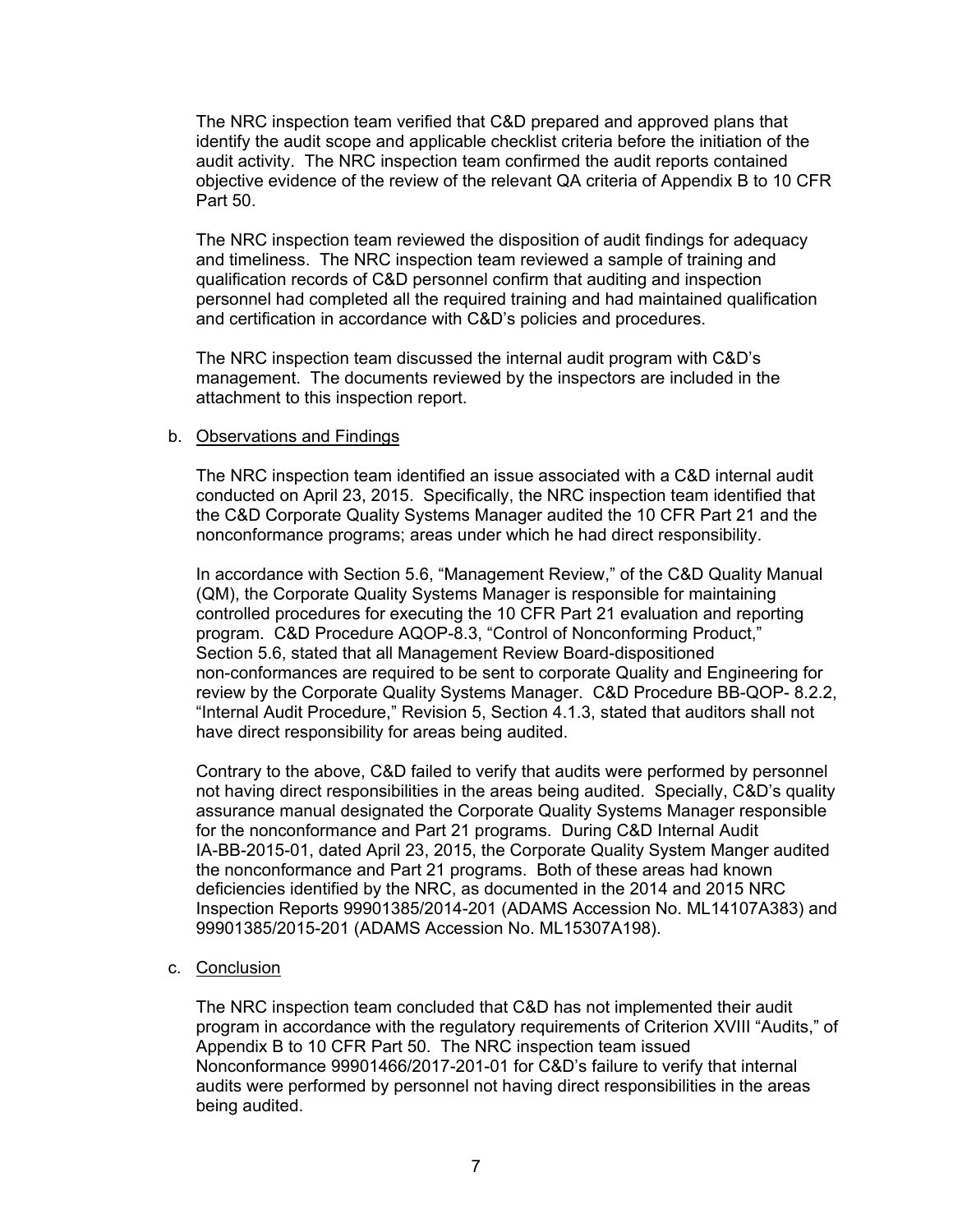The NRC inspection team verified that C&D prepared and approved plans that identify the audit scope and applicable checklist criteria before the initiation of the audit activity. The NRC inspection team confirmed the audit reports contained objective evidence of the review of the relevant QA criteria of Appendix B to 10 CFR Part 50.

The NRC inspection team reviewed the disposition of audit findings for adequacy and timeliness. The NRC inspection team reviewed a sample of training and qualification records of C&D personnel confirm that auditing and inspection personnel had completed all the required training and had maintained qualification and certification in accordance with C&D's policies and procedures.

The NRC inspection team discussed the internal audit program with C&D's management. The documents reviewed by the inspectors are included in the attachment to this inspection report.

b. Observations and Findings

The NRC inspection team identified an issue associated with a C&D internal audit conducted on April 23, 2015. Specifically, the NRC inspection team identified that the C&D Corporate Quality Systems Manager audited the 10 CFR Part 21 and the nonconformance programs; areas under which he had direct responsibility.

In accordance with Section 5.6, "Management Review," of the C&D Quality Manual (QM), the Corporate Quality Systems Manager is responsible for maintaining controlled procedures for executing the 10 CFR Part 21 evaluation and reporting program. C&D Procedure AQOP-8.3, "Control of Nonconforming Product," Section 5.6, stated that all Management Review Board-dispositioned non-conformances are required to be sent to corporate Quality and Engineering for review by the Corporate Quality Systems Manager. C&D Procedure BB-QOP- 8.2.2, "Internal Audit Procedure," Revision 5, Section 4.1.3, stated that auditors shall not have direct responsibility for areas being audited.

Contrary to the above, C&D failed to verify that audits were performed by personnel not having direct responsibilities in the areas being audited. Specially, C&D's quality assurance manual designated the Corporate Quality Systems Manager responsible for the nonconformance and Part 21 programs. During C&D Internal Audit IA-BB-2015-01, dated April 23, 2015, the Corporate Quality System Manger audited the nonconformance and Part 21 programs. Both of these areas had known deficiencies identified by the NRC, as documented in the 2014 and 2015 NRC Inspection Reports 99901385/2014-201 (ADAMS Accession No. ML14107A383) and 99901385/2015-201 (ADAMS Accession No. ML15307A198).

c. Conclusion

The NRC inspection team concluded that C&D has not implemented their audit program in accordance with the regulatory requirements of Criterion XVIII "Audits," of Appendix B to 10 CFR Part 50. The NRC inspection team issued Nonconformance 99901466/2017-201-01 for C&D's failure to verify that internal audits were performed by personnel not having direct responsibilities in the areas being audited.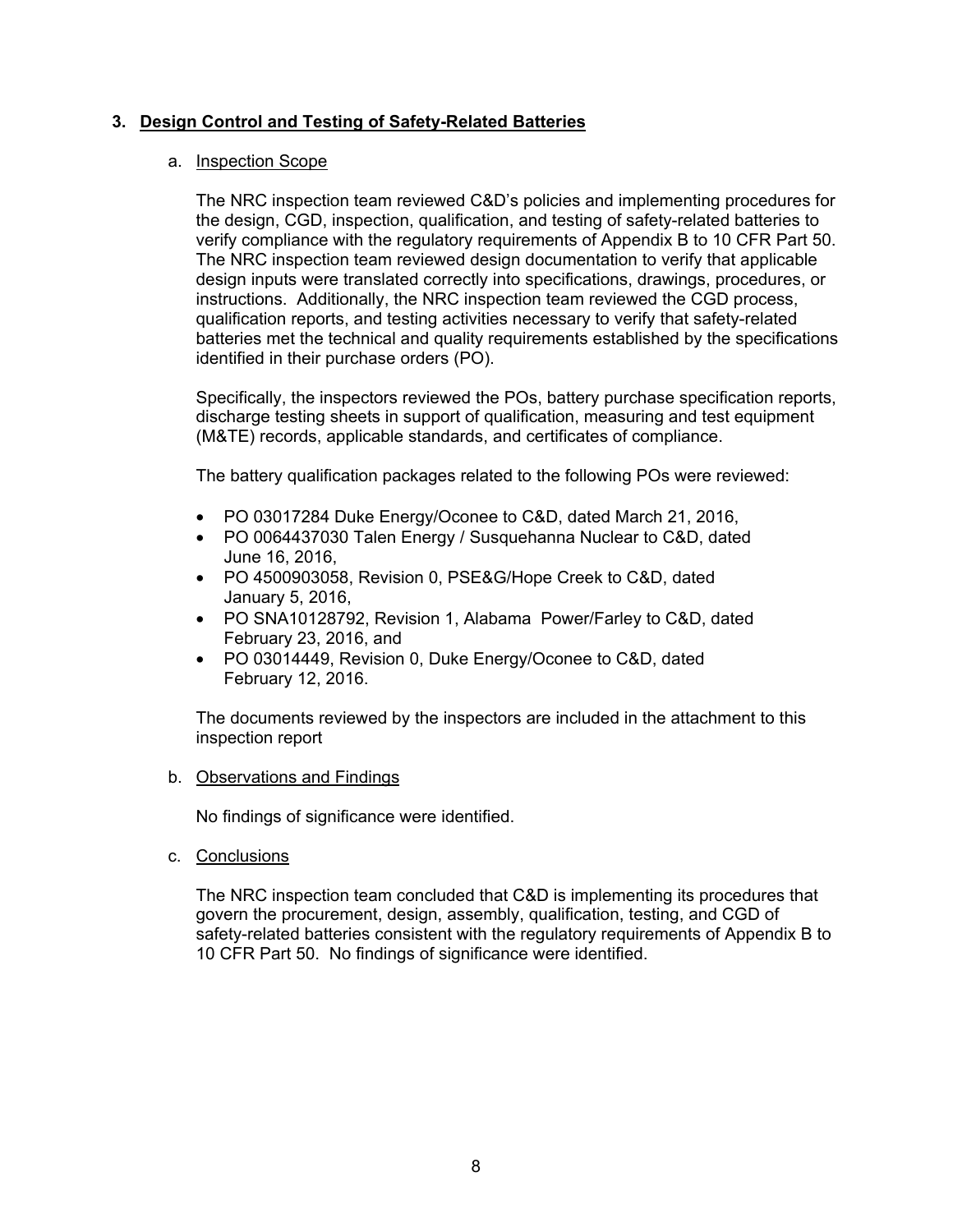## 3. Design Control and Testing of Safety-Related Batteries

### a. Inspection Scope

The NRC inspection team reviewed C&D's policies and implementing procedures for the design, CGD, inspection, qualification, and testing of safety-related batteries to verify compliance with the regulatory requirements of Appendix B to 10 CFR Part 50. The NRC inspection team reviewed design documentation to verify that applicable design inputs were translated correctly into specifications, drawings, procedures, or instructions. Additionally, the NRC inspection team reviewed the CGD process, qualification reports, and testing activities necessary to verify that safety-related batteries met the technical and quality requirements established by the specifications identified in their purchase orders (PO).

Specifically, the inspectors reviewed the POs, battery purchase specification reports, discharge testing sheets in support of qualification, measuring and test equipment (M&TE) records, applicable standards, and certificates of compliance.

The battery qualification packages related to the following POs were reviewed:

- PO 03017284 Duke Energy/Oconee to C&D, dated March 21, 2016,
- PO 0064437030 Talen Energy / Susquehanna Nuclear to C&D, dated June 16, 2016,
- PO 4500903058, Revision 0, PSE&G/Hope Creek to C&D, dated January 5, 2016,
- PO SNA10128792, Revision 1, Alabama Power/Farley to C&D, dated February 23, 2016, and
- PO 03014449, Revision 0, Duke Energy/Oconee to C&D, dated February 12, 2016.

The documents reviewed by the inspectors are included in the attachment to this inspection report

### b. Observations and Findings

No findings of significance were identified.

### c. Conclusions

The NRC inspection team concluded that C&D is implementing its procedures that govern the procurement, design, assembly, qualification, testing, and CGD of safety-related batteries consistent with the regulatory requirements of Appendix B to 10 CFR Part 50. No findings of significance were identified.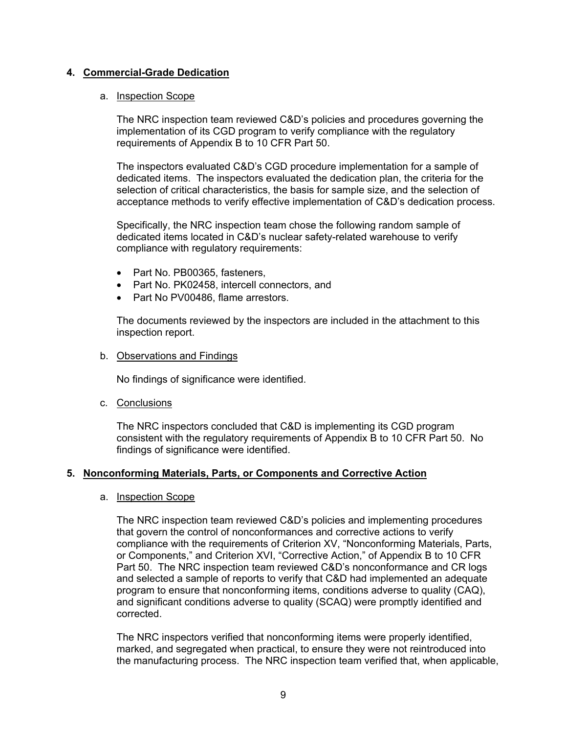## 4. Commercial-Grade Dedication

### a. Inspection Scope

The NRC inspection team reviewed C&D's policies and procedures governing the implementation of its CGD program to verify compliance with the regulatory requirements of Appendix B to 10 CFR Part 50.

The inspectors evaluated C&D's CGD procedure implementation for a sample of dedicated items. The inspectors evaluated the dedication plan, the criteria for the selection of critical characteristics, the basis for sample size, and the selection of acceptance methods to verify effective implementation of C&D's dedication process.

Specifically, the NRC inspection team chose the following random sample of dedicated items located in C&D's nuclear safety-related warehouse to verify compliance with regulatory requirements:

- Part No. PB00365, fasteners,
- Part No. PK02458, intercell connectors, and
- Part No PV00486, flame arrestors.

The documents reviewed by the inspectors are included in the attachment to this inspection report.

### b. Observations and Findings

No findings of significance were identified.

### c. Conclusions

The NRC inspectors concluded that C&D is implementing its CGD program consistent with the regulatory requirements of Appendix B to 10 CFR Part 50. No findings of significance were identified.

## 5. Nonconforming Materials, Parts, or Components and Corrective Action

### a. Inspection Scope

The NRC inspection team reviewed C&D's policies and implementing procedures that govern the control of nonconformances and corrective actions to verify compliance with the requirements of Criterion XV, "Nonconforming Materials, Parts, or Components," and Criterion XVI, "Corrective Action," of Appendix B to 10 CFR Part 50. The NRC inspection team reviewed C&D's nonconformance and CR logs and selected a sample of reports to verify that C&D had implemented an adequate program to ensure that nonconforming items, conditions adverse to quality (CAQ), and significant conditions adverse to quality (SCAQ) were promptly identified and corrected.

The NRC inspectors verified that nonconforming items were properly identified, marked, and segregated when practical, to ensure they were not reintroduced into the manufacturing process. The NRC inspection team verified that, when applicable,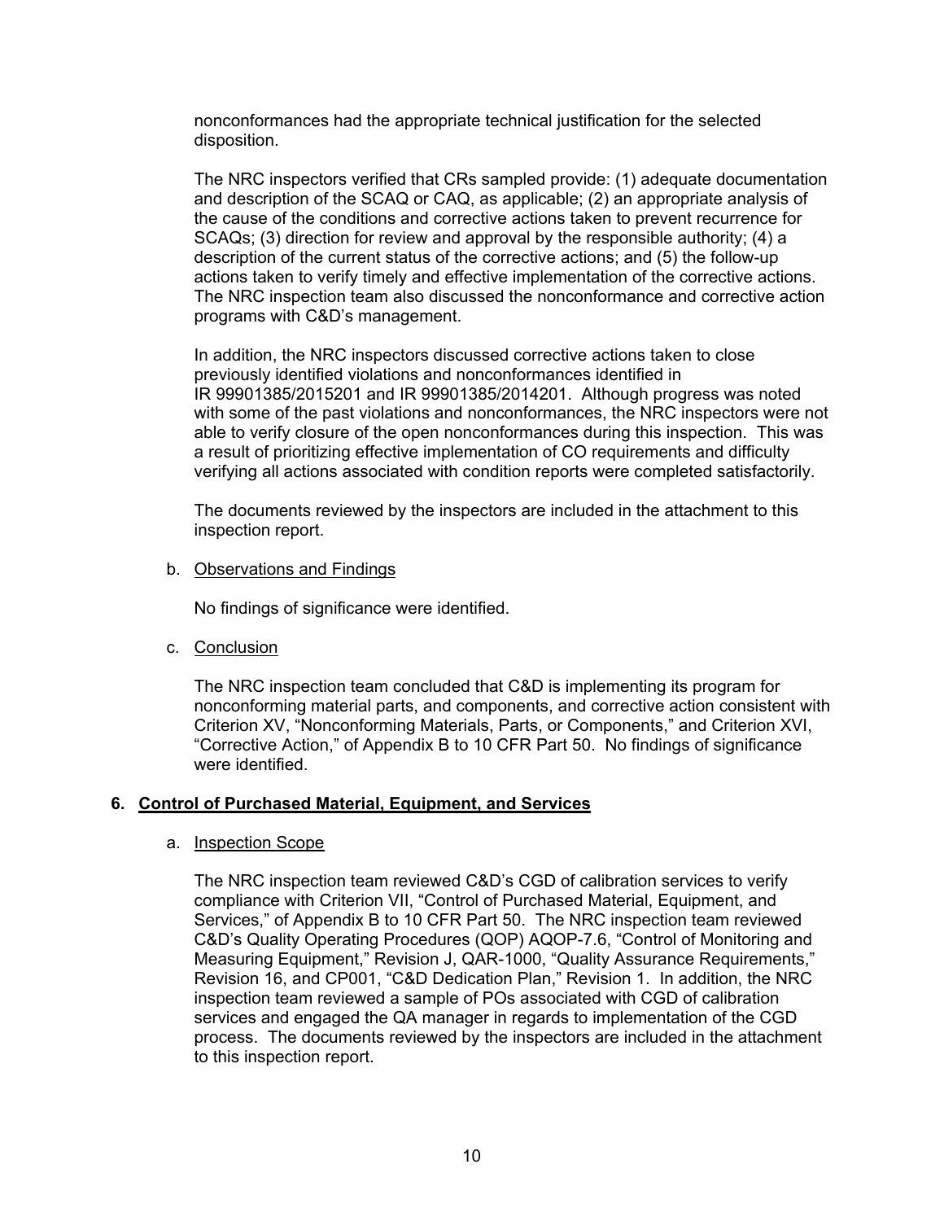nonconformances had the appropriate technical justification for the selected disposition.

The NRC inspectors verified that CRs sampled provide: (1) adequate documentation and description of the SCAQ or CAQ, as applicable; (2) an appropriate analysis of the cause of the conditions and corrective actions taken to prevent recurrence for SCAQs; (3) direction for review and approval by the responsible authority; (4) a description of the current status of the corrective actions; and (5) the follow-up actions taken to verify timely and effective implementation of the corrective actions. The NRC inspection team also discussed the nonconformance and corrective action programs with C&D's management.

In addition, the NRC inspectors discussed corrective actions taken to close previously identified violations and nonconformances identified in IR 99901385/2015201 and IR 99901385/2014201. Although progress was noted with some of the past violations and nonconformances, the NRC inspectors were not able to verify closure of the open nonconformances during this inspection. This was a result of prioritizing effective implementation of CO requirements and difficulty verifying all actions associated with condition reports were completed satisfactorily.

The documents reviewed by the inspectors are included in the attachment to this inspection report.

b. Observations and Findings

No findings of significance were identified.

c. Conclusion

The NRC inspection team concluded that C&D is implementing its program for nonconforming material parts, and components, and corrective action consistent with Criterion XV, "Nonconforming Materials, Parts, or Components," and Criterion XVI, "Corrective Action," of Appendix B to 10 CFR Part 50. No findings of significance were identified.

## 6. Control of Purchased Material, Equipment, and Services

a. Inspection Scope

The NRC inspection team reviewed C&D's CGD of calibration services to verify compliance with Criterion VII, "Control of Purchased Material, Equipment, and Services," of Appendix B to 10 CFR Part 50. The NRC inspection team reviewed C&D's Quality Operating Procedures (QOP) AQOP-7.6, "Control of Monitoring and Measuring Equipment," Revision J, QAR-1000, "Quality Assurance Requirements," Revision 16, and CP001, "C&D Dedication Plan," Revision 1. In addition, the NRC inspection team reviewed a sample of POs associated with CGD of calibration services and engaged the QA manager in regards to implementation of the CGD process. The documents reviewed by the inspectors are included in the attachment to this inspection report.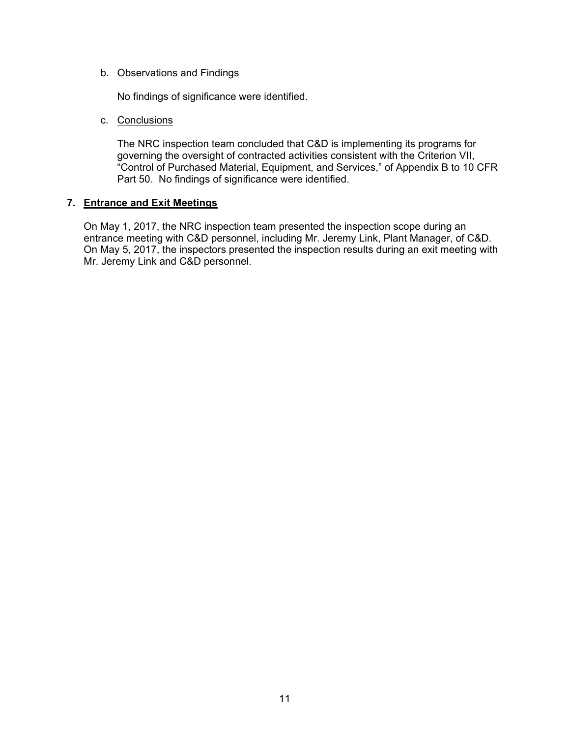b. Observations and Findings

   No findings of significance were identified.

c. Conclusions

   The NRC inspection team concluded that C&D is implementing its programs for governing the oversight of contracted activities consistent with the Criterion VII, "Control of Purchased Material, Equipment, and Services," of Appendix B to 10 CFR Part 50. No findings of significance were identified.

## 7. Entrance and Exit Meetings

On May 1, 2017, the NRC inspection team presented the inspection scope during an entrance meeting with C&D personnel, including Mr. Jeremy Link, Plant Manager, of C&D. On May 5, 2017, the inspectors presented the inspection results during an exit meeting with Mr. Jeremy Link and C&D personnel.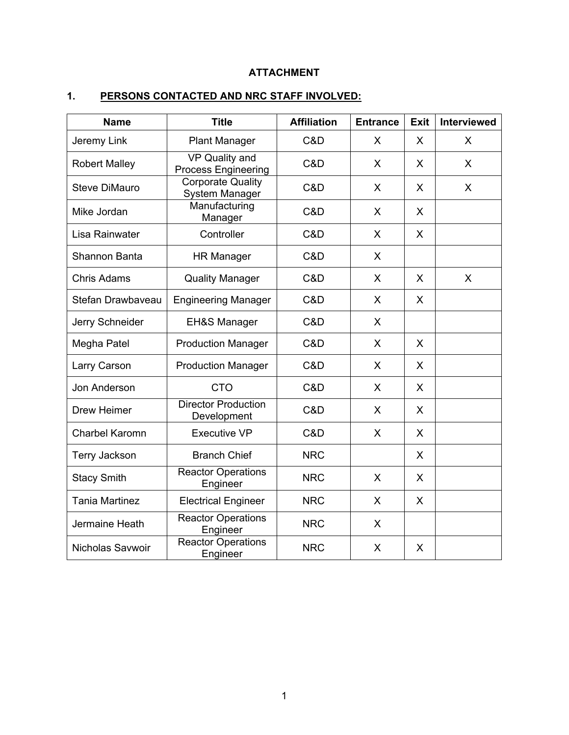**ATTACHMENT**

**1. PERSONS CONTACTED AND NRC STAFF INVOLVED:**

| Name | Title | Affiliation | Entrance | Exit | Interviewed |
|---|---|---|---|---|---|
| Jeremy Link | Plant Manager | C&D | X | X | X |
| Robert Malley | VP Quality and Process Engineering | C&D | X | X | X |
| Steve DiMauro | Corporate Quality System Manager | C&D | X | X | X |
| Mike Jordan | Manufacturing Manager | C&D | X | X | |
| Lisa Rainwater | Controller | C&D | X | X | |
| Shannon Banta | HR Manager | C&D | X | | |
| Chris Adams | Quality Manager | C&D | X | X | X |
| Stefan Drawbaveau | Engineering Manager | C&D | X | X | |
| Jerry Schneider | EH&S Manager | C&D | X | | |
| Megha Patel | Production Manager | C&D | X | X | |
| Larry Carson | Production Manager | C&D | X | X | |
| Jon Anderson | CTO | C&D | X | X | |
| Drew Heimer | Director Production Development | C&D | X | X | |
| Charbel Karomn | Executive VP | C&D | X | X | |
| Terry Jackson | Branch Chief | NRC | | X | |
| Stacy Smith | Reactor Operations Engineer | NRC | X | X | |
| Tania Martinez | Electrical Engineer | NRC | X | X | |
| Jermaine Heath | Reactor Operations Engineer | NRC | X | | |
| Nicholas Savwoir | Reactor Operations Engineer | NRC | X | X | |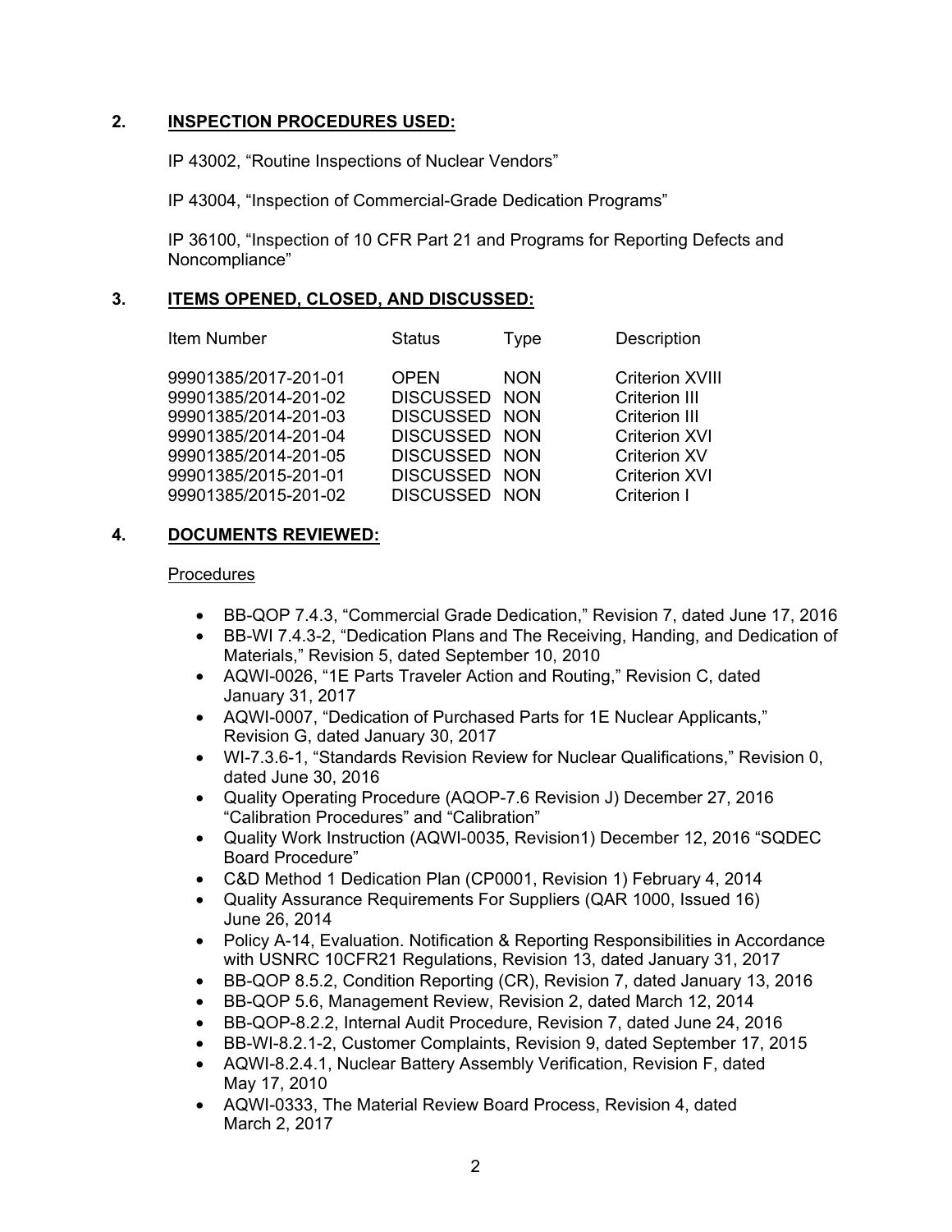## 2. INSPECTION PROCEDURES USED:

IP 43002, "Routine Inspections of Nuclear Vendors"

IP 43004, "Inspection of Commercial-Grade Dedication Programs"

IP 36100, "Inspection of 10 CFR Part 21 and Programs for Reporting Defects and Noncompliance"

## 3. ITEMS OPENED, CLOSED, AND DISCUSSED:

| Item Number | Status | Type | Description |
|---|---|---|---|
| 99901385/2017-201-01 | OPEN | NON | Criterion XVIII |
| 99901385/2014-201-02 | DISCUSSED | NON | Criterion III |
| 99901385/2014-201-03 | DISCUSSED | NON | Criterion III |
| 99901385/2014-201-04 | DISCUSSED | NON | Criterion XVI |
| 99901385/2014-201-05 | DISCUSSED | NON | Criterion XV |
| 99901385/2015-201-01 | DISCUSSED | NON | Criterion XVI |
| 99901385/2015-201-02 | DISCUSSED | NON | Criterion I |

## 4. DOCUMENTS REVIEWED:

Procedures

- BB-QOP 7.4.3, "Commercial Grade Dedication," Revision 7, dated June 17, 2016
- BB-WI 7.4.3-2, "Dedication Plans and The Receiving, Handing, and Dedication of Materials," Revision 5, dated September 10, 2010
- AQWI-0026, "1E Parts Traveler Action and Routing," Revision C, dated January 31, 2017
- AQWI-0007, "Dedication of Purchased Parts for 1E Nuclear Applicants," Revision G, dated January 30, 2017
- WI-7.3.6-1, "Standards Revision Review for Nuclear Qualifications," Revision 0, dated June 30, 2016
- Quality Operating Procedure (AQOP-7.6 Revision J) December 27, 2016 "Calibration Procedures" and "Calibration"
- Quality Work Instruction (AQWI-0035, Revision1) December 12, 2016 "SQDEC Board Procedure"
- C&D Method 1 Dedication Plan (CP0001, Revision 1) February 4, 2014
- Quality Assurance Requirements For Suppliers (QAR 1000, Issued 16) June 26, 2014
- Policy A-14, Evaluation. Notification & Reporting Responsibilities in Accordance with USNRC 10CFR21 Regulations, Revision 13, dated January 31, 2017
- BB-QOP 8.5.2, Condition Reporting (CR), Revision 7, dated January 13, 2016
- BB-QOP 5.6, Management Review, Revision 2, dated March 12, 2014
- BB-QOP-8.2.2, Internal Audit Procedure, Revision 7, dated June 24, 2016
- BB-WI-8.2.1-2, Customer Complaints, Revision 9, dated September 17, 2015
- AQWI-8.2.4.1, Nuclear Battery Assembly Verification, Revision F, dated May 17, 2010
- AQWI-0333, The Material Review Board Process, Revision 4, dated March 2, 2017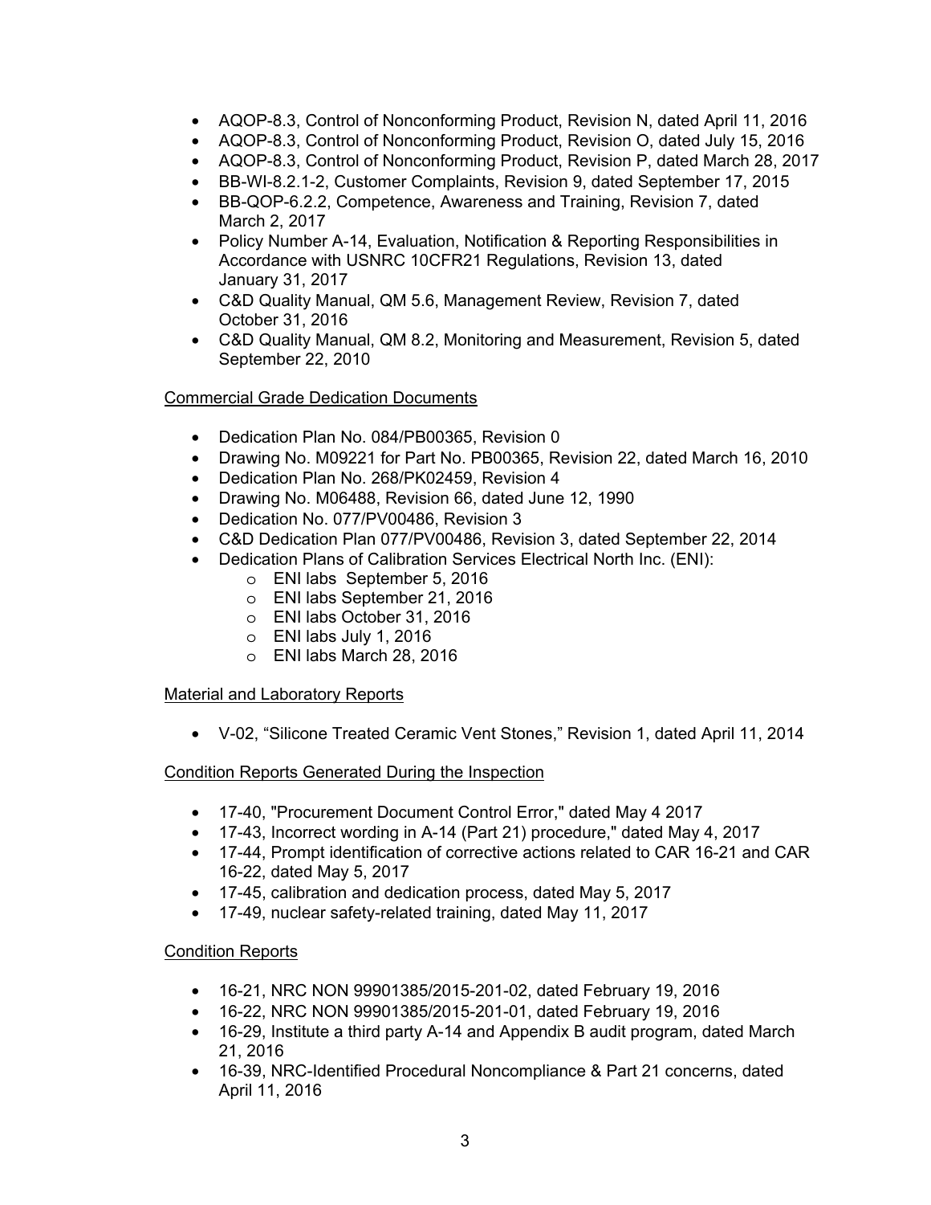- AQOP-8.3, Control of Nonconforming Product, Revision N, dated April 11, 2016
- AQOP-8.3, Control of Nonconforming Product, Revision O, dated July 15, 2016
- AQOP-8.3, Control of Nonconforming Product, Revision P, dated March 28, 2017
- BB-WI-8.2.1-2, Customer Complaints, Revision 9, dated September 17, 2015
- BB-QOP-6.2.2, Competence, Awareness and Training, Revision 7, dated March 2, 2017
- Policy Number A-14, Evaluation, Notification & Reporting Responsibilities in Accordance with USNRC 10CFR21 Regulations, Revision 13, dated January 31, 2017
- C&D Quality Manual, QM 5.6, Management Review, Revision 7, dated October 31, 2016
- C&D Quality Manual, QM 8.2, Monitoring and Measurement, Revision 5, dated September 22, 2010

Commercial Grade Dedication Documents

- Dedication Plan No. 084/PB00365, Revision 0
- Drawing No. M09221 for Part No. PB00365, Revision 22, dated March 16, 2010
- Dedication Plan No. 268/PK02459, Revision 4
- Drawing No. M06488, Revision 66, dated June 12, 1990
- Dedication No. 077/PV00486, Revision 3
- C&D Dedication Plan 077/PV00486, Revision 3, dated September 22, 2014
- Dedication Plans of Calibration Services Electrical North Inc. (ENI):
    - ENI labs September 5, 2016
    - ENI labs September 21, 2016
    - ENI labs October 31, 2016
    - ENI labs July 1, 2016
    - ENI labs March 28, 2016

Material and Laboratory Reports

- V-02, "Silicone Treated Ceramic Vent Stones," Revision 1, dated April 11, 2014

Condition Reports Generated During the Inspection

- 17-40, "Procurement Document Control Error," dated May 4 2017
- 17-43, Incorrect wording in A-14 (Part 21) procedure," dated May 4, 2017
- 17-44, Prompt identification of corrective actions related to CAR 16-21 and CAR 16-22, dated May 5, 2017
- 17-45, calibration and dedication process, dated May 5, 2017
- 17-49, nuclear safety-related training, dated May 11, 2017

Condition Reports

- 16-21, NRC NON 99901385/2015-201-02, dated February 19, 2016
- 16-22, NRC NON 99901385/2015-201-01, dated February 19, 2016
- 16-29, Institute a third party A-14 and Appendix B audit program, dated March 21, 2016
- 16-39, NRC-Identified Procedural Noncompliance & Part 21 concerns, dated April 11, 2016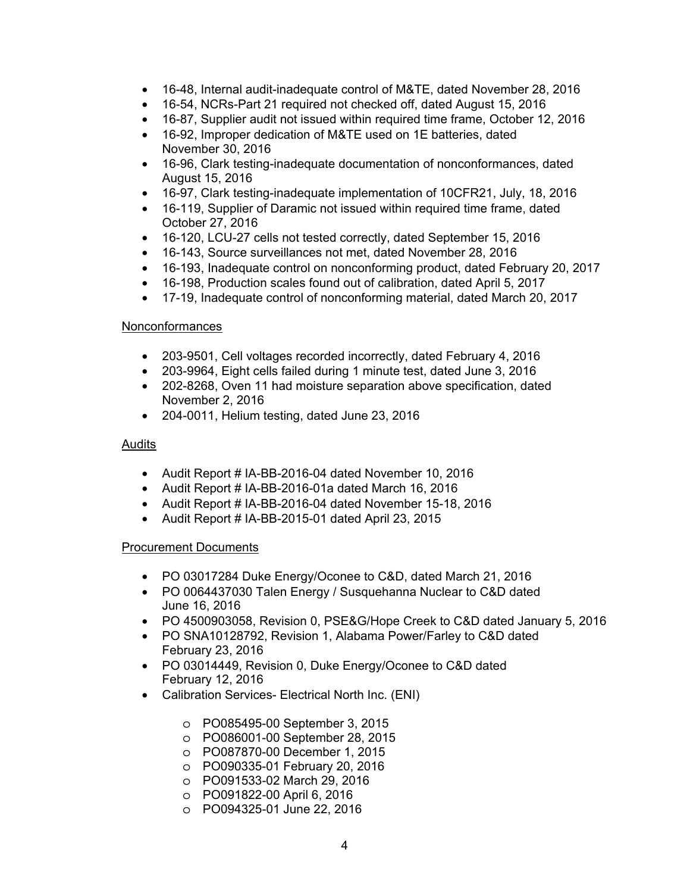- 16-48, Internal audit-inadequate control of M&TE, dated November 28, 2016
- 16-54, NCRs-Part 21 required not checked off, dated August 15, 2016
- 16-87, Supplier audit not issued within required time frame, October 12, 2016
- 16-92, Improper dedication of M&TE used on 1E batteries, dated November 30, 2016
- 16-96, Clark testing-inadequate documentation of nonconformances, dated August 15, 2016
- 16-97, Clark testing-inadequate implementation of 10CFR21, July, 18, 2016
- 16-119, Supplier of Daramic not issued within required time frame, dated October 27, 2016
- 16-120, LCU-27 cells not tested correctly, dated September 15, 2016
- 16-143, Source surveillances not met, dated November 28, 2016
- 16-193, Inadequate control on nonconforming product, dated February 20, 2017
- 16-198, Production scales found out of calibration, dated April 5, 2017
- 17-19, Inadequate control of nonconforming material, dated March 20, 2017

Nonconformances

- 203-9501, Cell voltages recorded incorrectly, dated February 4, 2016
- 203-9964, Eight cells failed during 1 minute test, dated June 3, 2016
- 202-8268, Oven 11 had moisture separation above specification, dated November 2, 2016
- 204-0011, Helium testing, dated June 23, 2016

Audits

- Audit Report # IA-BB-2016-04 dated November 10, 2016
- Audit Report # IA-BB-2016-01a dated March 16, 2016
- Audit Report # IA-BB-2016-04 dated November 15-18, 2016
- Audit Report # IA-BB-2015-01 dated April 23, 2015

Procurement Documents

- PO 03017284 Duke Energy/Oconee to C&D, dated March 21, 2016
- PO 0064437030 Talen Energy / Susquehanna Nuclear to C&D dated June 16, 2016
- PO 4500903058, Revision 0, PSE&G/Hope Creek to C&D dated January 5, 2016
- PO SNA10128792, Revision 1, Alabama Power/Farley to C&D dated February 23, 2016
- PO 03014449, Revision 0, Duke Energy/Oconee to C&D dated February 12, 2016
- Calibration Services- Electrical North Inc. (ENI)
  - PO085495-00 September 3, 2015
  - PO086001-00 September 28, 2015
  - PO087870-00 December 1, 2015
  - PO090335-01 February 20, 2016
  - PO091533-02 March 29, 2016
  - PO091822-00 April 6, 2016
  - PO094325-01 June 22, 2016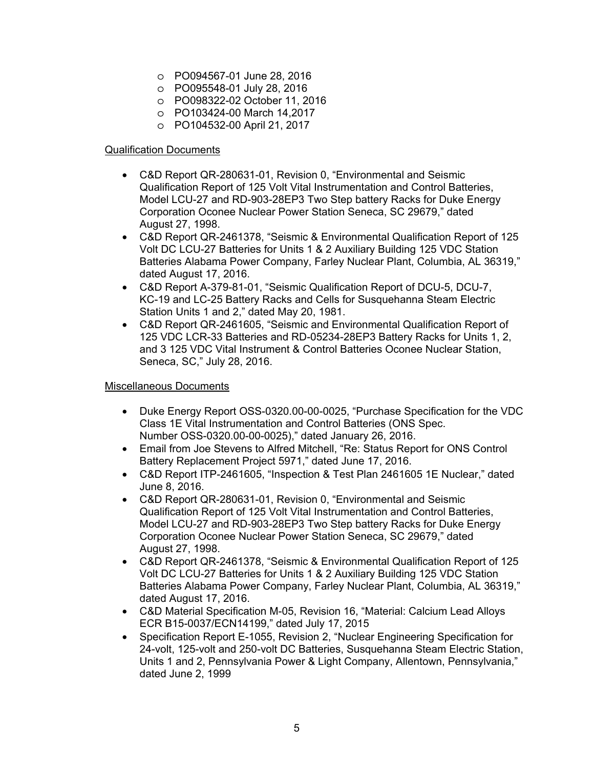- PO094567-01 June 28, 2016
- PO095548-01 July 28, 2016
- PO098322-02 October 11, 2016
- PO103424-00 March 14,2017
- PO104532-00 April 21, 2017

Qualification Documents

- C&D Report QR-280631-01, Revision 0, "Environmental and Seismic Qualification Report of 125 Volt Vital Instrumentation and Control Batteries, Model LCU-27 and RD-903-28EP3 Two Step battery Racks for Duke Energy Corporation Oconee Nuclear Power Station Seneca, SC 29679," dated August 27, 1998.
- C&D Report QR-2461378, "Seismic & Environmental Qualification Report of 125 Volt DC LCU-27 Batteries for Units 1 & 2 Auxiliary Building 125 VDC Station Batteries Alabama Power Company, Farley Nuclear Plant, Columbia, AL 36319," dated August 17, 2016.
- C&D Report A-379-81-01, "Seismic Qualification Report of DCU-5, DCU-7, KC-19 and LC-25 Battery Racks and Cells for Susquehanna Steam Electric Station Units 1 and 2," dated May 20, 1981.
- C&D Report QR-2461605, "Seismic and Environmental Qualification Report of 125 VDC LCR-33 Batteries and RD-05234-28EP3 Battery Racks for Units 1, 2, and 3 125 VDC Vital Instrument & Control Batteries Oconee Nuclear Station, Seneca, SC," July 28, 2016.

Miscellaneous Documents

- Duke Energy Report OSS-0320.00-00-0025, "Purchase Specification for the VDC Class 1E Vital Instrumentation and Control Batteries (ONS Spec. Number OSS-0320.00-00-0025)," dated January 26, 2016.
- Email from Joe Stevens to Alfred Mitchell, "Re: Status Report for ONS Control Battery Replacement Project 5971," dated June 17, 2016.
- C&D Report ITP-2461605, "Inspection & Test Plan 2461605 1E Nuclear," dated June 8, 2016.
- C&D Report QR-280631-01, Revision 0, "Environmental and Seismic Qualification Report of 125 Volt Vital Instrumentation and Control Batteries, Model LCU-27 and RD-903-28EP3 Two Step battery Racks for Duke Energy Corporation Oconee Nuclear Power Station Seneca, SC 29679," dated August 27, 1998.
- C&D Report QR-2461378, "Seismic & Environmental Qualification Report of 125 Volt DC LCU-27 Batteries for Units 1 & 2 Auxiliary Building 125 VDC Station Batteries Alabama Power Company, Farley Nuclear Plant, Columbia, AL 36319," dated August 17, 2016.
- C&D Material Specification M-05, Revision 16, "Material: Calcium Lead Alloys ECR B15-0037/ECN14199," dated July 17, 2015
- Specification Report E-1055, Revision 2, "Nuclear Engineering Specification for 24-volt, 125-volt and 250-volt DC Batteries, Susquehanna Steam Electric Station, Units 1 and 2, Pennsylvania Power & Light Company, Allentown, Pennsylvania," dated June 2, 1999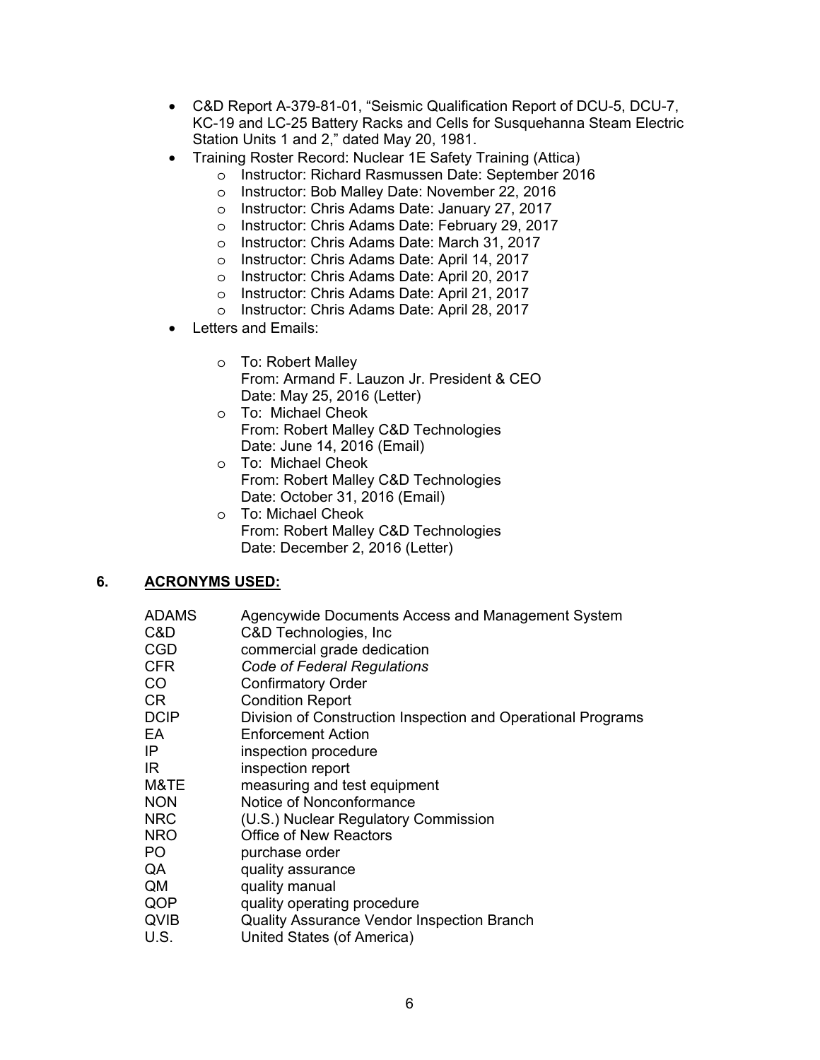- C&D Report A-379-81-01, "Seismic Qualification Report of DCU-5, DCU-7, KC-19 and LC-25 Battery Racks and Cells for Susquehanna Steam Electric Station Units 1 and 2," dated May 20, 1981.
- Training Roster Record: Nuclear 1E Safety Training (Attica)
  - Instructor: Richard Rasmussen Date: September 2016
  - Instructor: Bob Malley Date: November 22, 2016
  - Instructor: Chris Adams Date: January 27, 2017
  - Instructor: Chris Adams Date: February 29, 2017
  - Instructor: Chris Adams Date: March 31, 2017
  - Instructor: Chris Adams Date: April 14, 2017
  - Instructor: Chris Adams Date: April 20, 2017
  - Instructor: Chris Adams Date: April 21, 2017
  - Instructor: Chris Adams Date: April 28, 2017
- Letters and Emails:
  - To: Robert Malley
    From: Armand F. Lauzon Jr. President & CEO
    Date: May 25, 2016 (Letter)
  - To: Michael Cheok
    From: Robert Malley C&D Technologies
    Date: June 14, 2016 (Email)
  - To: Michael Cheok
    From: Robert Malley C&D Technologies
    Date: October 31, 2016 (Email)
  - To: Michael Cheok
    From: Robert Malley C&D Technologies
    Date: December 2, 2016 (Letter)

## 6. <u>ACRONYMS USED:</u>

| | |
|---|---|
| ADAMS | Agencywide Documents Access and Management System |
| C&D | C&D Technologies, Inc |
| CGD | commercial grade dedication |
| CFR | *Code of Federal Regulations* |
| CO | Confirmatory Order |
| CR | Condition Report |
| DCIP | Division of Construction Inspection and Operational Programs |
| EA | Enforcement Action |
| IP | inspection procedure |
| IR | inspection report |
| M&TE | measuring and test equipment |
| NON | Notice of Nonconformance |
| NRC | (U.S.) Nuclear Regulatory Commission |
| NRO | Office of New Reactors |
| PO | purchase order |
| QA | quality assurance |
| QM | quality manual |
| QOP | quality operating procedure |
| QVIB | Quality Assurance Vendor Inspection Branch |
| U.S. | United States (of America) |